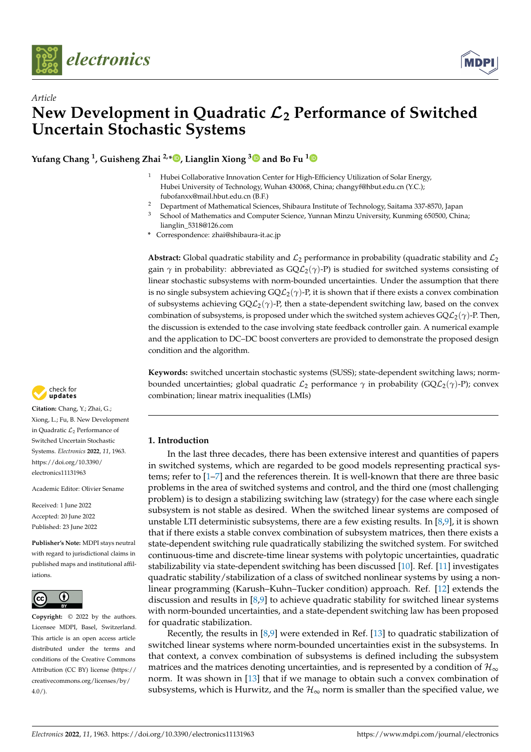*Article*

# New Development in Quadratic $\mathcal{L}_2$ Performance of Switched Uncertain Stochastic Systems

**Yufang Chang [1], Guisheng Zhai [2,*], Lianglin Xiong [3] and Bo Fu [1]**

[1] Hubei Collaborative Innovation Center for High-Efficiency Utilization of Solar Energy, Hubei University of Technology, Wuhan 430068, China; changyf@hbut.edu.cn (Y.C.); fubofanxx@mail.hbut.edu.cn (B.F.)
[2] Department of Mathematical Sciences, Shibaura Institute of Technology, Saitama 337-8570, Japan
[3] School of Mathematics and Computer Science, Yunnan Minzu University, Kunming 650500, China; lianglin_5318@126.com
\* Correspondence: zhai@shibaura-it.ac.jp

**Abstract:** Global quadratic stability and $\mathcal{L}_2$ performance in probability (quadratic stability and $\mathcal{L}_2$ gain $\gamma$ in probability: abbreviated as GQ$\mathcal{L}_2(\gamma)$-P) is studied for switched systems consisting of linear stochastic subsystems with norm-bounded uncertainties. Under the assumption that there is no single subsystem achieving GQ$\mathcal{L}_2(\gamma)$-P, it is shown that if there exists a convex combination of subsystems achieving GQ$\mathcal{L}_2(\gamma)$-P, then a state-dependent switching law, based on the convex combination of subsystems, is proposed under which the switched system achieves GQ$\mathcal{L}_2(\gamma)$-P. Then, the discussion is extended to the case involving state feedback controller gain. A numerical example and the application to DC–DC boost converters are provided to demonstrate the proposed design condition and the algorithm.

**Keywords:** switched uncertain stochastic systems (SUSS); state-dependent switching laws; norm-bounded uncertainties; global quadratic $\mathcal{L}_2$ performance $\gamma$ in probability (GQ$\mathcal{L}_2(\gamma)$-P); convex combination; linear matrix inequalities (LMIs)

**Citation:** Chang, Y.; Zhai, G.; Xiong, L.; Fu, B. New Development in Quadratic $\mathcal{L}_2$ Performance of Switched Uncertain Stochastic Systems. *Electronics* **2022**, *11*, 1963. https://doi.org/10.3390/electronics11131963

Academic Editor: Olivier Sename

Received: 1 June 2022
Accepted: 20 June 2022
Published: 23 June 2022

**Publisher's Note:** MDPI stays neutral with regard to jurisdictional claims in published maps and institutional affiliations.

**Copyright:** © 2022 by the authors. Licensee MDPI, Basel, Switzerland. This article is an open access article distributed under the terms and conditions of the Creative Commons Attribution (CC BY) license (https://creativecommons.org/licenses/by/4.0/).

## 1. Introduction

In the last three decades, there has been extensive interest and quantities of papers in switched systems, which are regarded to be good models representing practical systems; refer to [1–7] and the references therein. It is well-known that there are three basic problems in the area of switched systems and control, and the third one (most challenging problem) is to design a stabilizing switching law (strategy) for the case where each single subsystem is not stable as desired. When the switched linear systems are composed of unstable LTI deterministic subsystems, there are a few existing results. In [8,9], it is shown that if there exists a stable convex combination of subsystem matrices, then there exists a state-dependent switching rule quadratically stabilizing the switched system. For switched continuous-time and discrete-time linear systems with polytopic uncertainties, quadratic stabilizability via state-dependent switching has been discussed [10]. Ref. [11] investigates quadratic stability/stabilization of a class of switched nonlinear systems by using a nonlinear programming (Karush–Kuhn–Tucker condition) approach. Ref. [12] extends the discussion and results in [8,9] to achieve quadratic stability for switched linear systems with norm-bounded uncertainties, and a state-dependent switching law has been proposed for quadratic stabilization.

Recently, the results in [8,9] were extended in Ref. [13] to quadratic stabilization of switched linear systems where norm-bounded uncertainties exist in the subsystems. In that context, a convex combination of subsystems is defined including the subsystem matrices and the matrices denoting uncertainties, and is represented by a condition of $\mathcal{H}_\infty$ norm. It was shown in [13] that if we manage to obtain such a convex combination of subsystems, which is Hurwitz, and the $\mathcal{H}_\infty$ norm is smaller than the specified value, we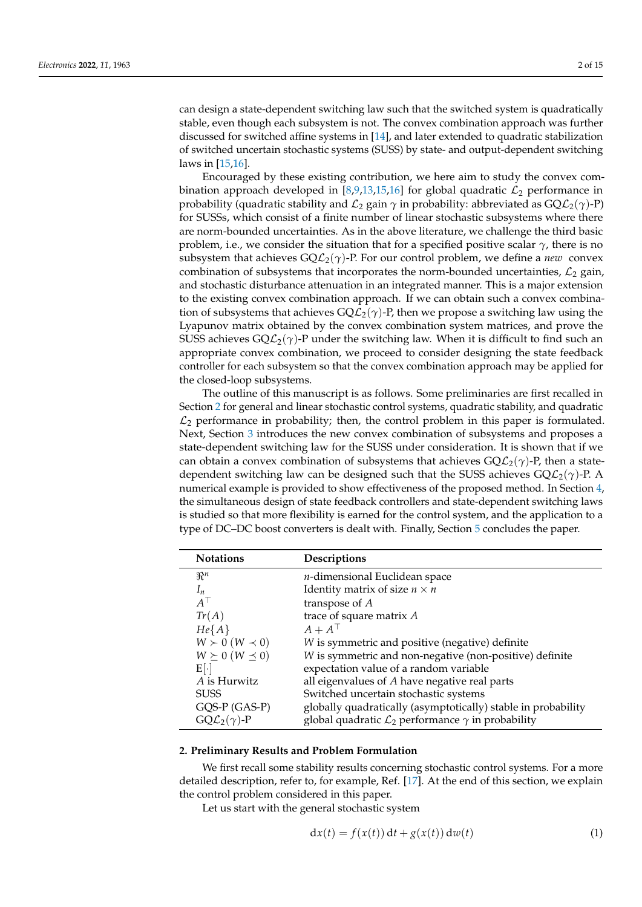can design a state-dependent switching law such that the switched system is quadratically stable, even though each subsystem is not. The convex combination approach was further discussed for switched affine systems in [14], and later extended to quadratic stabilization of switched uncertain stochastic systems (SUSS) by state- and output-dependent switching laws in [15,16].

Encouraged by these existing contribution, we here aim to study the convex combination approach developed in [8,9,13,15,16] for global quadratic $\mathcal{L}_2$ performance in probability (quadratic stability and $\mathcal{L}_2$ gain $\gamma$ in probability: abbreviated as GQ$\mathcal{L}_2(\gamma)$-P) for SUSSs, which consist of a finite number of linear stochastic subsystems where there are norm-bounded uncertainties. As in the above literature, we challenge the third basic problem, i.e., we consider the situation that for a specified positive scalar $\gamma$, there is no subsystem that achieves GQ$\mathcal{L}_2(\gamma)$-P. For our control problem, we define a *new* convex combination of subsystems that incorporates the norm-bounded uncertainties, $\mathcal{L}_2$ gain, and stochastic disturbance attenuation in an integrated manner. This is a major extension to the existing convex combination approach. If we can obtain such a convex combination of subsystems that achieves GQ$\mathcal{L}_2(\gamma)$-P, then we propose a switching law using the Lyapunov matrix obtained by the convex combination system matrices, and prove the SUSS achieves GQ$\mathcal{L}_2(\gamma)$-P under the switching law. When it is difficult to find such an appropriate convex combination, we proceed to consider designing the state feedback controller for each subsystem so that the convex combination approach may be applied for the closed-loop subsystems.

The outline of this manuscript is as follows. Some preliminaries are first recalled in Section 2 for general and linear stochastic control systems, quadratic stability, and quadratic $\mathcal{L}_2$ performance in probability; then, the control problem in this paper is formulated. Next, Section 3 introduces the new convex combination of subsystems and proposes a state-dependent switching law for the SUSS under consideration. It is shown that if we can obtain a convex combination of subsystems that achieves GQ$\mathcal{L}_2(\gamma)$-P, then a state-dependent switching law can be designed such that the SUSS achieves GQ$\mathcal{L}_2(\gamma)$-P. A numerical example is provided to show effectiveness of the proposed method. In Section 4, the simultaneous design of state feedback controllers and state-dependent switching laws is studied so that more flexibility is earned for the control system, and the application to a type of DC–DC boost converters is dealt with. Finally, Section 5 concludes the paper.

| Notations | Descriptions |
| --- | --- |
| $\Re^n$ | $n$-dimensional Euclidean space |
| $I_n$ | Identity matrix of size $n \times n$ |
| $A^\top$ | transpose of $A$ |
| $Tr(A)$ | trace of square matrix $A$ |
| $He\{A\}$ | $A + A^\top$ |
| $W \succ 0$ ($W \prec 0$) | $W$ is symmetric and positive (negative) definite |
| $W \succeq 0$ ($W \preceq 0$) | $W$ is symmetric and non-negative (non-positive) definite |
| $\mathrm{E}[\cdot]$ | expectation value of a random variable |
| $A$ is Hurwitz | all eigenvalues of $A$ have negative real parts |
| SUSS | Switched uncertain stochastic systems |
| GQS-P (GAS-P) | globally quadratically (asymptotically) stable in probability |
| GQ$\mathcal{L}_2(\gamma)$-P | global quadratic $\mathcal{L}_2$ performance $\gamma$ in probability |

## 2. Preliminary Results and Problem Formulation

We first recall some stability results concerning stochastic control systems. For a more detailed description, refer to, for example, Ref. [17]. At the end of this section, we explain the control problem considered in this paper.

Let us start with the general stochastic system

$$\mathrm{d}x(t) = f(x(t))\,\mathrm{d}t + g(x(t))\,\mathrm{d}w(t) \tag{1}$$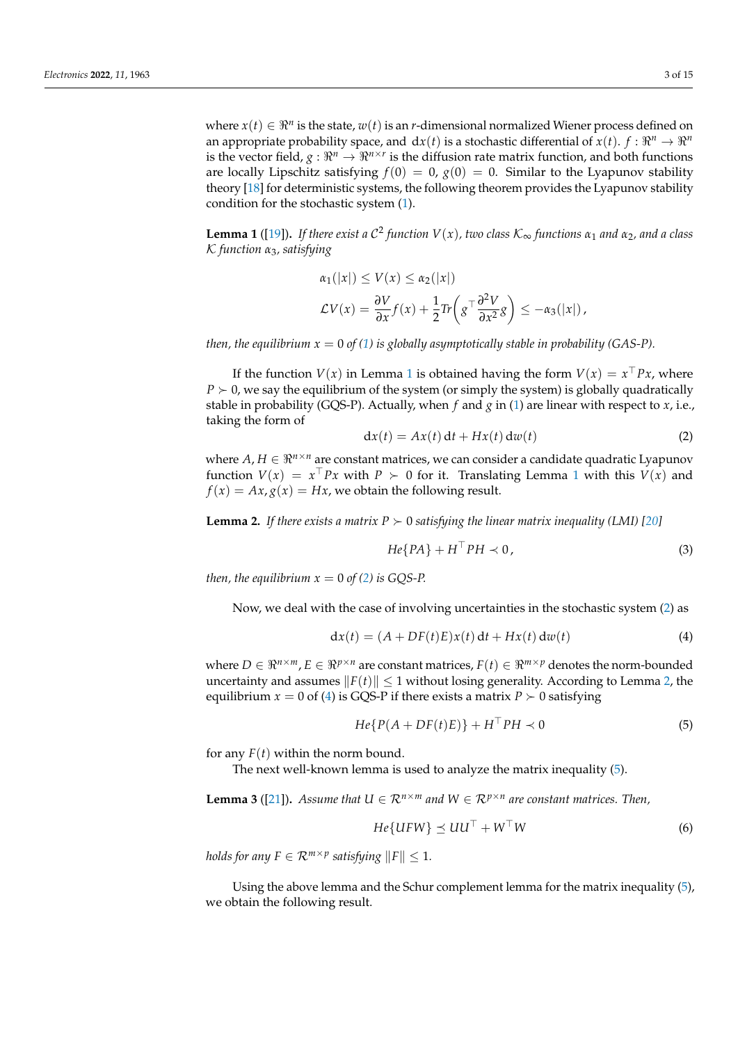where $x(t) \in \Re^n$ is the state, $w(t)$ is an $r$-dimensional normalized Wiener process defined on an appropriate probability space, and $\mathrm{d}x(t)$ is a stochastic differential of $x(t)$. $f : \Re^n \to \Re^n$ is the vector field, $g : \Re^n \to \Re^{n\times r}$ is the diffusion rate matrix function, and both functions are locally Lipschitz satisfying $f(0) = 0$, $g(0) = 0$. Similar to the Lyapunov stability theory [18] for deterministic systems, the following theorem provides the Lyapunov stability condition for the stochastic system (1).

**Lemma 1** ([19]). *If there exist a $\mathcal{C}^2$ function $V(x)$, two class $\mathcal{K}_\infty$ functions $\alpha_1$ and $\alpha_2$, and a class $\mathcal{K}$ function $\alpha_3$, satisfying*

$$\alpha_1(|x|) \le V(x) \le \alpha_2(|x|)$$

$$\mathcal{L}V(x) = \frac{\partial V}{\partial x} f(x) + \frac{1}{2} Tr\left( g^\top \frac{\partial^2 V}{\partial x^2} g \right) \le -\alpha_3(|x|)\,,$$

*then, the equilibrium $x = 0$ of (1) is globally asymptotically stable in probability (GAS-P).*

If the function $V(x)$ in Lemma 1 is obtained having the form $V(x) = x^\top P x$, where $P \succ 0$, we say the equilibrium of the system (or simply the system) is globally quadratically stable in probability (GQS-P). Actually, when $f$ and $g$ in (1) are linear with respect to $x$, i.e., taking the form of

$$\mathrm{d}x(t) = Ax(t)\,\mathrm{d}t + Hx(t)\,\mathrm{d}w(t) \tag{2}$$

where $A, H \in \Re^{n\times n}$ are constant matrices, we can consider a candidate quadratic Lyapunov function $V(x) = x^\top P x$ with $P \succ 0$ for it. Translating Lemma 1 with this $V(x)$ and $f(x) = Ax, g(x) = Hx$, we obtain the following result.

**Lemma 2.** *If there exists a matrix $P \succ 0$ satisfying the linear matrix inequality (LMI) [20]*

$$He\{PA\} + H^\top P H \prec 0\,, \tag{3}$$

*then, the equilibrium $x = 0$ of (2) is GQS-P.*

Now, we deal with the case of involving uncertainties in the stochastic system (2) as

$$\mathrm{d}x(t) = (A + DF(t)E)x(t)\,\mathrm{d}t + Hx(t)\,\mathrm{d}w(t) \tag{4}$$

where $D \in \Re^{n\times m}$, $E \in \Re^{p\times n}$ are constant matrices, $F(t) \in \Re^{m\times p}$ denotes the norm-bounded uncertainty and assumes $\|F(t)\| \le 1$ without losing generality. According to Lemma 2, the equilibrium $x = 0$ of (4) is GQS-P if there exists a matrix $P \succ 0$ satisfying

$$He\{P(A + DF(t)E)\} + H^\top P H \prec 0 \tag{5}$$

for any $F(t)$ within the norm bound.

The next well-known lemma is used to analyze the matrix inequality (5).

**Lemma 3** ([21]). *Assume that $U \in \mathcal{R}^{n\times m}$ and $W \in \mathcal{R}^{p\times n}$ are constant matrices. Then,*

$$He\{UFW\} \preceq UU^\top + W^\top W \tag{6}$$

*holds for any $F \in \mathcal{R}^{m\times p}$ satisfying $\|F\| \le 1$.*

Using the above lemma and the Schur complement lemma for the matrix inequality (5), we obtain the following result.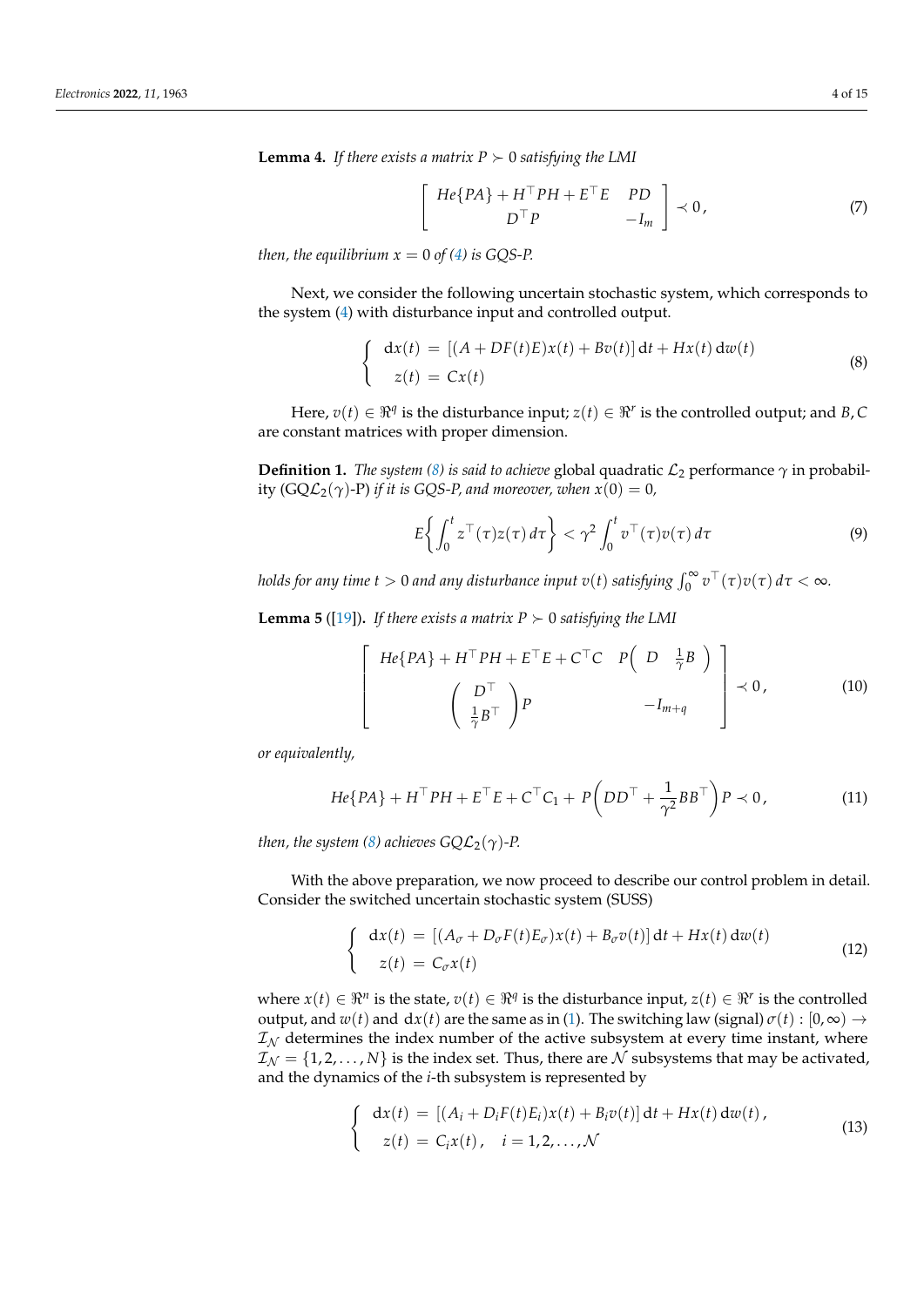**Lemma 4.** *If there exists a matrix $P \succ 0$ satisfying the LMI*

$$\begin{bmatrix} He\{PA\} + H^\top PH + E^\top E & PD \\ D^\top P & -I_m \end{bmatrix} \prec 0\,, \tag{7}$$

*then, the equilibrium $x = 0$ of (4) is GQS-P.*

Next, we consider the following uncertain stochastic system, which corresponds to the system (4) with disturbance input and controlled output.

$$\begin{cases} \mathrm{d}x(t) = [(A + DF(t)E)x(t) + Bv(t)]\,\mathrm{d}t + Hx(t)\,\mathrm{d}w(t) \\ z(t) = Cx(t) \end{cases} \tag{8}$$

Here, $v(t) \in \Re^q$ is the disturbance input; $z(t) \in \Re^r$ is the controlled output; and $B, C$ are constant matrices with proper dimension.

**Definition 1.** *The system (8) is said to achieve* global quadratic $\mathcal{L}_2$ performance $\gamma$ in probability (GQ$\mathcal{L}_2(\gamma)$-P) *if it is GQS-P, and moreover, when $x(0) = 0$,*

$$E\left\{\int_0^t z^\top(\tau) z(\tau)\, d\tau\right\} < \gamma^2 \int_0^t v^\top(\tau) v(\tau)\, d\tau \tag{9}$$

*holds for any time $t > 0$ and any disturbance input $v(t)$ satisfying $\int_0^\infty v^\top(\tau)v(\tau)\,d\tau < \infty$.*

**Lemma 5** ([19]). *If there exists a matrix $P \succ 0$ satisfying the LMI*

$$\begin{bmatrix} He\{PA\} + H^\top PH + E^\top E + C^\top C & P\begin{pmatrix} D & \frac{1}{\gamma}B \end{pmatrix} \\ \begin{pmatrix} D^\top \\ \frac{1}{\gamma}B^\top \end{pmatrix} P & -I_{m+q} \end{bmatrix} \prec 0\,, \tag{10}$$

*or equivalently,*

$$He\{PA\} + H^\top PH + E^\top E + C^\top C_1 + P\left(DD^\top + \frac{1}{\gamma^2}BB^\top\right)P \prec 0\,, \tag{11}$$

*then, the system (8) achieves GQ$\mathcal{L}_2(\gamma)$-P.*

With the above preparation, we now proceed to describe our control problem in detail. Consider the switched uncertain stochastic system (SUSS)

$$\begin{cases} \mathrm{d}x(t) = [(A_\sigma + D_\sigma F(t)E_\sigma)x(t) + B_\sigma v(t)]\,\mathrm{d}t + Hx(t)\,\mathrm{d}w(t) \\ z(t) = C_\sigma x(t) \end{cases} \tag{12}$$

where $x(t) \in \Re^n$ is the state, $v(t) \in \Re^q$ is the disturbance input, $z(t) \in \Re^r$ is the controlled output, and $w(t)$ and $\mathrm{d}x(t)$ are the same as in (1). The switching law (signal) $\sigma(t) : [0, \infty) \rightarrow \mathcal{I}_\mathcal{N}$ determines the index number of the active subsystem at every time instant, where $\mathcal{I}_\mathcal{N} = \{1, 2, \ldots, N\}$ is the index set. Thus, there are $\mathcal{N}$ subsystems that may be activated, and the dynamics of the $i$-th subsystem is represented by

$$\begin{cases} \mathrm{d}x(t) = [(A_i + D_i F(t)E_i)x(t) + B_i v(t)]\,\mathrm{d}t + Hx(t)\,\mathrm{d}w(t)\,, \\ z(t) = C_i x(t)\,, \quad i = 1, 2, \ldots, \mathcal{N} \end{cases} \tag{13}$$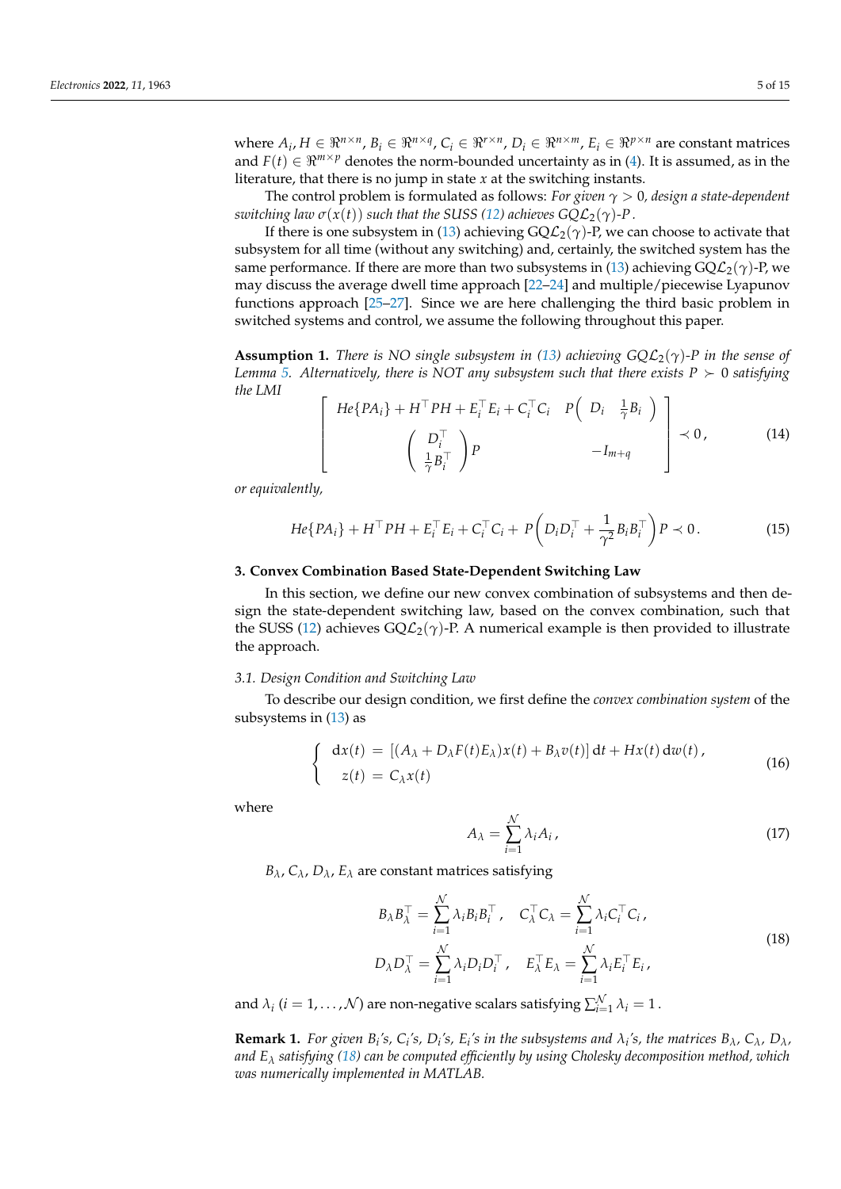where $A_i, H \in \Re^{n\times n}$, $B_i \in \Re^{n\times q}$, $C_i \in \Re^{r\times n}$, $D_i \in \Re^{n\times m}$, $E_i \in \Re^{p\times n}$ are constant matrices and $F(t) \in \Re^{m\times p}$ denotes the norm-bounded uncertainty as in (4). It is assumed, as in the literature, that there is no jump in state $x$ at the switching instants.

The control problem is formulated as follows: *For given $\gamma > 0$, design a state-dependent switching law $\sigma(x(t))$ such that the SUSS (12) achieves GQ$\mathcal{L}_2(\gamma)$-P.*

If there is one subsystem in (13) achieving GQ$\mathcal{L}_2(\gamma)$-P, we can choose to activate that subsystem for all time (without any switching) and, certainly, the switched system has the same performance. If there are more than two subsystems in (13) achieving GQ$\mathcal{L}_2(\gamma)$-P, we may discuss the average dwell time approach [22–24] and multiple/piecewise Lyapunov functions approach [25–27]. Since we are here challenging the third basic problem in switched systems and control, we assume the following throughout this paper.

**Assumption 1.** *There is NO single subsystem in (13) achieving GQ$\mathcal{L}_2(\gamma)$-P in the sense of Lemma 5. Alternatively, there is NOT any subsystem such that there exists $P \succ 0$ satisfying the LMI*

$$
\begin{bmatrix} He\{PA_i\} + H^\top PH + E_i^\top E_i + C_i^\top C_i & P\begin{pmatrix} D_i & \frac{1}{\gamma}B_i \end{pmatrix} \\ \begin{pmatrix} D_i^\top \\ \frac{1}{\gamma}B_i^\top \end{pmatrix} P & -I_{m+q} \end{bmatrix} \prec 0\,, \tag{14}
$$

*or equivalently,*

$$
He\{PA_i\} + H^\top PH + E_i^\top E_i + C_i^\top C_i + P\left(D_iD_i^\top + \frac{1}{\gamma^2}B_iB_i^\top\right)P \prec 0\,. \tag{15}
$$

## 3. Convex Combination Based State-Dependent Switching Law

In this section, we define our new convex combination of subsystems and then design the state-dependent switching law, based on the convex combination, such that the SUSS (12) achieves GQ$\mathcal{L}_2(\gamma)$-P. A numerical example is then provided to illustrate the approach.

### 3.1. Design Condition and Switching Law

To describe our design condition, we first define the *convex combination system* of the subsystems in (13) as

$$
\begin{cases} \mathrm{d}x(t) = [(A_\lambda + D_\lambda F(t)E_\lambda)x(t) + B_\lambda v(t)]\,\mathrm{d}t + Hx(t)\,\mathrm{d}w(t)\,, \\ \quad z(t) = C_\lambda x(t) \end{cases} \tag{16}
$$

where

$$
A_\lambda = \sum_{i=1}^{\mathcal{N}} \lambda_i A_i\,, \tag{17}
$$

$B_\lambda$, $C_\lambda$, $D_\lambda$, $E_\lambda$ are constant matrices satisfying

$$
\begin{aligned} B_\lambda B_\lambda^\top &= \sum_{i=1}^{\mathcal{N}} \lambda_i B_i B_i^\top\,, \quad C_\lambda^\top C_\lambda = \sum_{i=1}^{\mathcal{N}} \lambda_i C_i^\top C_i\,, \\ D_\lambda D_\lambda^\top &= \sum_{i=1}^{\mathcal{N}} \lambda_i D_i D_i^\top\,, \quad E_\lambda^\top E_\lambda = \sum_{i=1}^{\mathcal{N}} \lambda_i E_i^\top E_i\,, \end{aligned} \tag{18}
$$

and $\lambda_i$ ($i = 1, \ldots, \mathcal{N}$) are non-negative scalars satisfying $\sum_{i=1}^{\mathcal{N}} \lambda_i = 1$.

**Remark 1.** *For given $B_i$'s, $C_i$'s, $D_i$'s, $E_i$'s in the subsystems and $\lambda_i$'s, the matrices $B_\lambda$, $C_\lambda$, $D_\lambda$, and $E_\lambda$ satisfying (18) can be computed efficiently by using Cholesky decomposition method, which was numerically implemented in MATLAB.*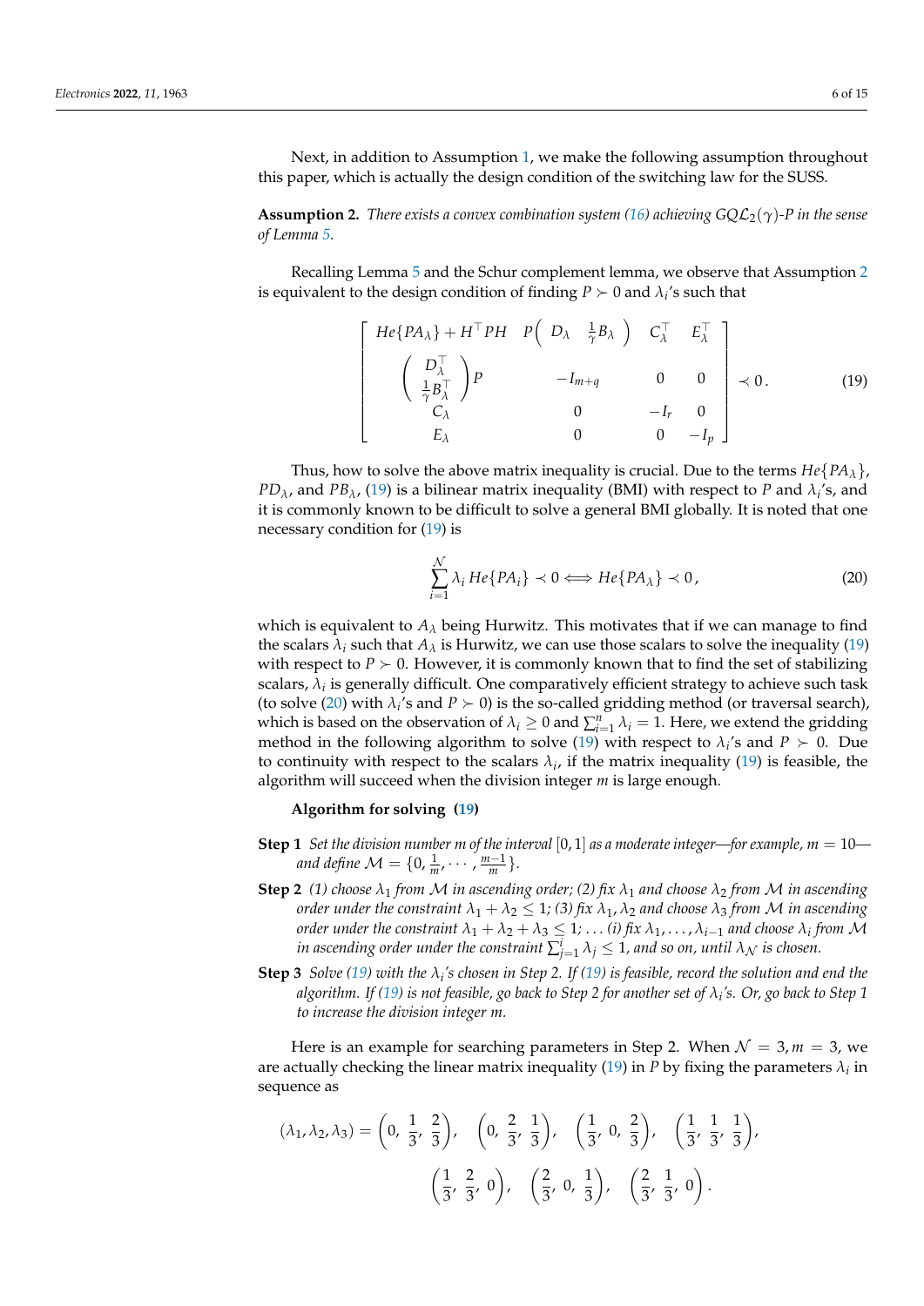Next, in addition to Assumption 1, we make the following assumption throughout this paper, which is actually the design condition of the switching law for the SUSS.

**Assumption 2.** *There exists a convex combination system (16) achieving $GQ\mathcal{L}_2(\gamma)$-$P$ in the sense of Lemma 5.*

Recalling Lemma 5 and the Schur complement lemma, we observe that Assumption 2 is equivalent to the design condition of finding $P \succ 0$ and $\lambda_i$'s such that

$$
\begin{bmatrix}
He\{PA_\lambda\} + H^\top PH & P\begin{pmatrix} D_\lambda & \frac{1}{\gamma}B_\lambda \end{pmatrix} & C_\lambda^\top & E_\lambda^\top \\
\begin{pmatrix} D_\lambda^\top \\ \frac{1}{\gamma}B_\lambda^\top \end{pmatrix}P & -I_{m+q} & 0 & 0 \\
C_\lambda & 0 & -I_r & 0 \\
E_\lambda & 0 & 0 & -I_p
\end{bmatrix} \prec 0\,. \tag{19}
$$

Thus, how to solve the above matrix inequality is crucial. Due to the terms $He\{PA_\lambda\}$, $PD_\lambda$, and $PB_\lambda$, (19) is a bilinear matrix inequality (BMI) with respect to $P$ and $\lambda_i$'s, and it is commonly known to be difficult to solve a general BMI globally. It is noted that one necessary condition for (19) is

$$
\sum_{i=1}^{\mathcal{N}} \lambda_i\, He\{PA_i\} \prec 0 \Longleftrightarrow He\{PA_\lambda\} \prec 0\,, \tag{20}
$$

which is equivalent to $A_\lambda$ being Hurwitz. This motivates that if we can manage to find the scalars $\lambda_i$ such that $A_\lambda$ is Hurwitz, we can use those scalars to solve the inequality (19) with respect to $P \succ 0$. However, it is commonly known that to find the set of stabilizing scalars, $\lambda_i$ is generally difficult. One comparatively efficient strategy to achieve such task (to solve (20) with $\lambda_i$'s and $P \succ 0$) is the so-called gridding method (or traversal search), which is based on the observation of $\lambda_i \geq 0$ and $\sum_{i=1}^{n} \lambda_i = 1$. Here, we extend the gridding method in the following algorithm to solve (19) with respect to $\lambda_i$'s and $P \succ 0$. Due to continuity with respect to the scalars $\lambda_i$, if the matrix inequality (19) is feasible, the algorithm will succeed when the division integer $m$ is large enough.

**Algorithm for solving (19)**

**Step 1** *Set the division number $m$ of the interval $[0,1]$ as a moderate integer—for example, $m = 10$—and define $\mathcal{M} = \{0, \frac{1}{m}, \cdots, \frac{m-1}{m}\}$.*

**Step 2** *(1) choose $\lambda_1$ from $\mathcal{M}$ in ascending order; (2) fix $\lambda_1$ and choose $\lambda_2$ from $\mathcal{M}$ in ascending order under the constraint $\lambda_1 + \lambda_2 \leq 1$; (3) fix $\lambda_1, \lambda_2$ and choose $\lambda_3$ from $\mathcal{M}$ in ascending order under the constraint $\lambda_1 + \lambda_2 + \lambda_3 \leq 1$; ... (i) fix $\lambda_1, \ldots, \lambda_{i-1}$ and choose $\lambda_i$ from $\mathcal{M}$ in ascending order under the constraint $\sum_{j=1}^{i} \lambda_j \leq 1$, and so on, until $\lambda_{\mathcal{N}}$ is chosen.*

**Step 3** *Solve (19) with the $\lambda_i$'s chosen in Step 2. If (19) is feasible, record the solution and end the algorithm. If (19) is not feasible, go back to Step 2 for another set of $\lambda_i$'s. Or, go back to Step 1 to increase the division integer $m$.*

Here is an example for searching parameters in Step 2. When $\mathcal{N} = 3, m = 3$, we are actually checking the linear matrix inequality (19) in $P$ by fixing the parameters $\lambda_i$ in sequence as

$$
(\lambda_1, \lambda_2, \lambda_3) = \left(0,\ \frac{1}{3},\ \frac{2}{3}\right),\quad \left(0,\ \frac{2}{3},\ \frac{1}{3}\right),\quad \left(\frac{1}{3},\ 0,\ \frac{2}{3}\right),\quad \left(\frac{1}{3},\ \frac{1}{3},\ \frac{1}{3}\right),
$$
$$
\left(\frac{1}{3},\ \frac{2}{3},\ 0\right),\quad \left(\frac{2}{3},\ 0,\ \frac{1}{3}\right),\quad \left(\frac{2}{3},\ \frac{1}{3},\ 0\right).
$$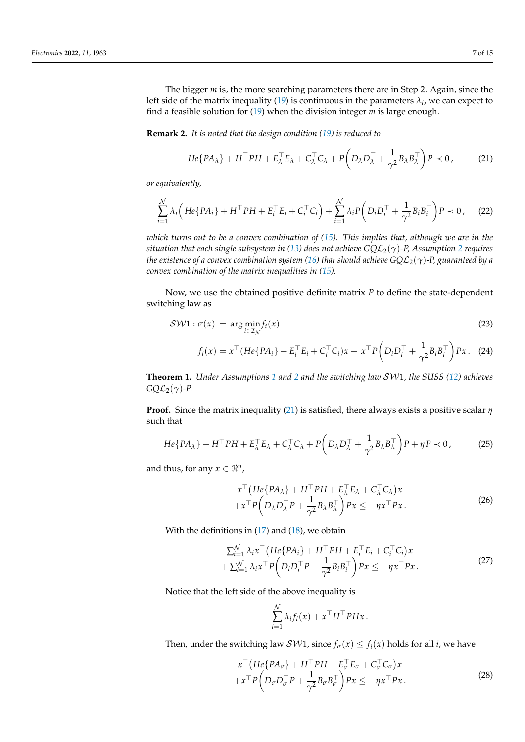The bigger $m$ is, the more searching parameters there are in Step 2. Again, since the left side of the matrix inequality (19) is continuous in the parameters $\lambda_i$, we can expect to find a feasible solution for (19) when the division integer $m$ is large enough.

**Remark 2.** *It is noted that the design condition (19) is reduced to*

$$He\{PA_\lambda\} + H^\top PH + E_\lambda^\top E_\lambda + C_\lambda^\top C_\lambda + P\left(D_\lambda D_\lambda^\top + \frac{1}{\gamma^2}B_\lambda B_\lambda^\top\right)P \prec 0\,, \tag{21}$$

*or equivalently,*

$$\sum_{i=1}^{\mathcal{N}} \lambda_i \Big( He\{PA_i\} + H^\top PH + E_i^\top E_i + C_i^\top C_i \Big) + \sum_{i=1}^{\mathcal{N}} \lambda_i P\left(D_i D_i^\top + \frac{1}{\gamma^2}B_i B_i^\top\right)P \prec 0\,, \tag{22}$$

*which turns out to be a convex combination of (15). This implies that, although we are in the situation that each single subsystem in (13) does not achieve $GQ\mathcal{L}_2(\gamma)$-P, Assumption 2 requires the existence of a convex combination system (16) that should achieve $GQ\mathcal{L}_2(\gamma)$-P, guaranteed by a convex combination of the matrix inequalities in (15).*

Now, we use the obtained positive definite matrix $P$ to define the state-dependent switching law as

$$\mathcal{SW}1 : \sigma(x) \;=\; \arg\min_{i\in\mathcal{I}_{\mathcal{N}}} f_i(x) \tag{23}$$

$$f_i(x) = x^\top (He\{PA_i\} + E_i^\top E_i + C_i^\top C_i)x + \; x^\top P\left(D_i D_i^\top + \frac{1}{\gamma^2}B_i B_i^\top\right)Px\,. \tag{24}$$

**Theorem 1.** *Under Assumptions 1 and 2 and the switching law $\mathcal{SW}1$, the SUSS (12) achieves $GQ\mathcal{L}_2(\gamma)$-P.*

**Proof.** Since the matrix inequality (21) is satisfied, there always exists a positive scalar $\eta$ such that

$$He\{PA_\lambda\} + H^\top PH + E_\lambda^\top E_\lambda + C_\lambda^\top C_\lambda + P\left(D_\lambda D_\lambda^\top + \frac{1}{\gamma^2}B_\lambda B_\lambda^\top\right)P + \eta P \prec 0\,, \tag{25}$$

and thus, for any $x \in \Re^n$,

$$\begin{aligned} &x^\top \big(He\{PA_\lambda\} + H^\top PH + E_\lambda^\top E_\lambda + C_\lambda^\top C_\lambda\big)x \\ &+x^\top P\left(D_\lambda D_\lambda^\top P + \frac{1}{\gamma^2}B_\lambda B_\lambda^\top\right)Px \le -\eta x^\top Px\,. \end{aligned} \tag{26}$$

With the definitions in (17) and (18), we obtain

$$\begin{aligned} &\textstyle\sum_{i=1}^{\mathcal{N}} \lambda_i x^\top \big(He\{PA_i\} + H^\top PH + E_i^\top E_i + C_i^\top C_i\big)x \\ &+\textstyle\sum_{i=1}^{\mathcal{N}} \lambda_i x^\top P\left(D_i D_i^\top P + \frac{1}{\gamma^2}B_i B_i^\top\right)Px \le -\eta x^\top Px\,. \end{aligned} \tag{27}$$

Notice that the left side of the above inequality is

$$\sum_{i=1}^{\mathcal{N}} \lambda_i f_i(x) + x^\top H^\top PHx\,.$$

Then, under the switching law $\mathcal{SW}1$, since $f_\sigma(x) \le f_i(x)$ holds for all $i$, we have

$$\begin{aligned} &x^\top \big(He\{PA_\sigma\} + H^\top PH + E_\sigma^\top E_\sigma + C_\sigma^\top C_\sigma\big)x \\ &+x^\top P\left(D_\sigma D_\sigma^\top P + \frac{1}{\gamma^2}B_\sigma B_\sigma^\top\right)Px \le -\eta x^\top Px\,. \end{aligned} \tag{28}$$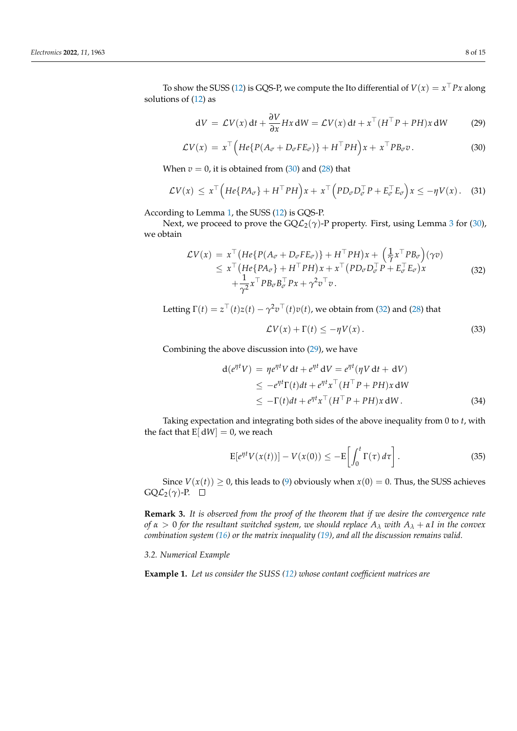To show the SUSS (12) is GQS-P, we compute the Ito differential of $V(x) = x^\top P x$ along solutions of (12) as

$$
\mathrm{d}V \;=\; \mathcal{L}V(x)\,\mathrm{d}t + \frac{\partial V}{\partial x} Hx\,\mathrm{d}W = \mathcal{L}V(x)\,\mathrm{d}t + x^\top (H^\top P + PH)x\,\mathrm{d}W \tag{29}
$$

$$
\mathcal{L}V(x) \;=\; x^\top \Big( He\{P(A_\sigma + D_\sigma F E_\sigma)\} + H^\top P H \Big) x + x^\top P B_\sigma v\,. \tag{30}
$$

When $v = 0$, it is obtained from (30) and (28) that

$$
\mathcal{L}V(x) \;\le\; x^\top \Big( He\{PA_\sigma\} + H^\top P H \Big) x + x^\top \Big( P D_\sigma D_\sigma^\top P + E_\sigma^\top E_\sigma \Big) x \le -\eta V(x)\,. \tag{31}
$$

According to Lemma 1, the SUSS (12) is GQS-P.

Next, we proceed to prove the GQ$\mathcal{L}_2(\gamma)$-P property. First, using Lemma 3 for (30), we obtain

$$
\begin{aligned}
\mathcal{L}V(x) \;&=\; x^\top \big( He\{P(A_\sigma + D_\sigma F E_\sigma)\} + H^\top P H \big) x + \Big( \frac{1}{\gamma} x^\top P B_\sigma \Big)(\gamma v) \\
&\le\; x^\top \big( He\{PA_\sigma\} + H^\top P H \big) x + x^\top \big( P D_\sigma D_\sigma^\top P + E_\sigma^\top E_\sigma \big) x \\
&\quad + \frac{1}{\gamma^2} x^\top P B_\sigma B_\sigma^\top P x + \gamma^2 v^\top v\,.
\end{aligned} \tag{32}
$$

Letting $\Gamma(t) = z^\top(t) z(t) - \gamma^2 v^\top(t) v(t)$, we obtain from (32) and (28) that

$$
\mathcal{L}V(x) + \Gamma(t) \le -\eta V(x)\,. \tag{33}
$$

Combining the above discussion into (29), we have

$$
\begin{aligned}
\mathrm{d}(e^{\eta t} V) \;&=\; \eta e^{\eta t} V\,\mathrm{d}t + e^{\eta t}\,\mathrm{d}V = e^{\eta t}(\eta V\,\mathrm{d}t + \mathrm{d}V) \\
&\le\; -e^{\eta t}\Gamma(t) dt + e^{\eta t} x^\top (H^\top P + PH) x\,\mathrm{d}W \\
&\le\; -\Gamma(t) dt + e^{\eta t} x^\top (H^\top P + PH) x\,\mathrm{d}W\,.
\end{aligned} \tag{34}
$$

Taking expectation and integrating both sides of the above inequality from 0 to $t$, with the fact that $\mathrm{E}[\,\mathrm{d}W] = 0$, we reach

$$
\mathrm{E}[e^{\eta t} V(x(t))] - V(x(0)) \le -\mathrm{E}\bigg[ \int_0^t \Gamma(\tau)\, d\tau \bigg]\,. \tag{35}
$$

Since $V(x(t)) \ge 0$, this leads to (9) obviously when $x(0) = 0$. Thus, the SUSS achieves GQ$\mathcal{L}_2(\gamma)$-P. □

**Remark 3.** *It is observed from the proof of the theorem that if we desire the convergence rate of $\alpha > 0$ for the resultant switched system, we should replace $A_\lambda$ with $A_\lambda + \alpha I$ in the convex combination system (16) or the matrix inequality (19), and all the discussion remains valid.*

*3.2. Numerical Example*

**Example 1.** *Let us consider the SUSS (12) whose contant coefficient matrices are*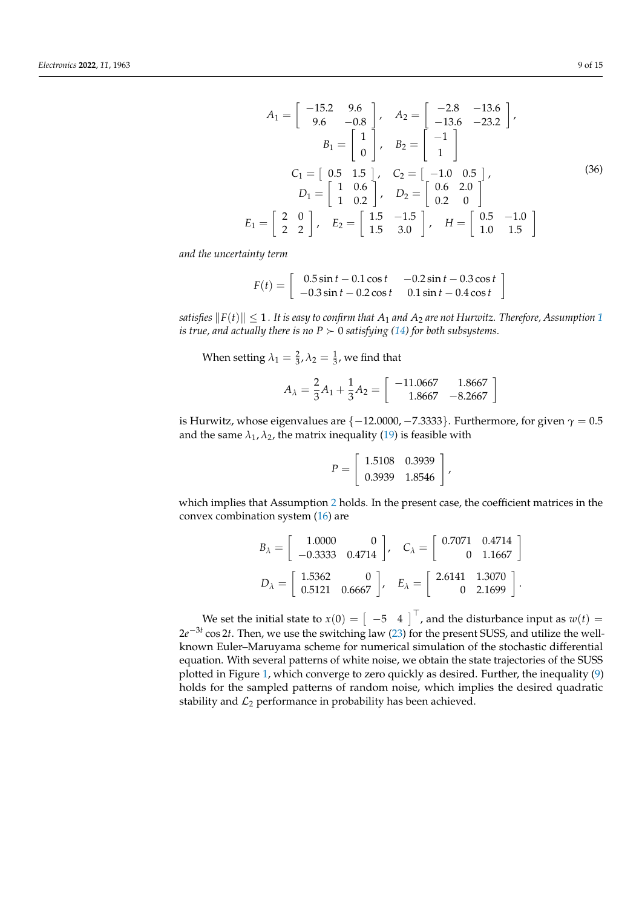$$
\begin{aligned}
A_1 &= \begin{bmatrix} -15.2 & 9.6 \\ 9.6 & -0.8 \end{bmatrix}, \quad A_2 = \begin{bmatrix} -2.8 & -13.6 \\ -13.6 & -23.2 \end{bmatrix}, \\
B_1 &= \begin{bmatrix} 1 \\ 0 \end{bmatrix}, \quad B_2 = \begin{bmatrix} -1 \\ 1 \end{bmatrix} \\
C_1 &= \begin{bmatrix} 0.5 & 1.5 \end{bmatrix}, \quad C_2 = \begin{bmatrix} -1.0 & 0.5 \end{bmatrix}, \\
D_1 &= \begin{bmatrix} 1 & 0.6 \\ 1 & 0.2 \end{bmatrix}, \quad D_2 = \begin{bmatrix} 0.6 & 2.0 \\ 0.2 & 0 \end{bmatrix} \\
E_1 &= \begin{bmatrix} 2 & 0 \\ 2 & 2 \end{bmatrix}, \quad E_2 = \begin{bmatrix} 1.5 & -1.5 \\ 1.5 & 3.0 \end{bmatrix}, \quad H = \begin{bmatrix} 0.5 & -1.0 \\ 1.0 & 1.5 \end{bmatrix}
\end{aligned}
\tag{36}
$$

*and the uncertainty term*

$$
F(t) = \begin{bmatrix} 0.5\sin t - 0.1\cos t & -0.2\sin t - 0.3\cos t \\ -0.3\sin t - 0.2\cos t & 0.1\sin t - 0.4\cos t \end{bmatrix}
$$

*satisfies* $\|F(t)\| \leq 1$. *It is easy to confirm that* $A_1$ *and* $A_2$ *are not Hurwitz. Therefore, Assumption 1 is true, and actually there is no* $P \succ 0$ *satisfying (14) for both subsystems.*

When setting $\lambda_1 = \frac{2}{3}, \lambda_2 = \frac{1}{3}$, we find that

$$
A_\lambda = \frac{2}{3}A_1 + \frac{1}{3}A_2 = \begin{bmatrix} -11.0667 & 1.8667 \\ 1.8667 & -8.2667 \end{bmatrix}
$$

is Hurwitz, whose eigenvalues are $\{-12.0000, -7.3333\}$. Furthermore, for given $\gamma = 0.5$ and the same $\lambda_1, \lambda_2$, the matrix inequality (19) is feasible with

$$
P = \begin{bmatrix} 1.5108 & 0.3939 \\ 0.3939 & 1.8546 \end{bmatrix},
$$

which implies that Assumption 2 holds. In the present case, the coefficient matrices in the convex combination system (16) are

$$
B_\lambda = \begin{bmatrix} 1.0000 & 0 \\ -0.3333 & 0.4714 \end{bmatrix}, \quad C_\lambda = \begin{bmatrix} 0.7071 & 0.4714 \\ 0 & 1.1667 \end{bmatrix}
$$

$$
D_\lambda = \begin{bmatrix} 1.5362 & 0 \\ 0.5121 & 0.6667 \end{bmatrix}, \quad E_\lambda = \begin{bmatrix} 2.6141 & 1.3070 \\ 0 & 2.1699 \end{bmatrix}.
$$

We set the initial state to $x(0) = \begin{bmatrix} -5 & 4 \end{bmatrix}^\top$, and the disturbance input as $w(t) = 2e^{-3t}\cos 2t$. Then, we use the switching law (23) for the present SUSS, and utilize the well-known Euler–Maruyama scheme for numerical simulation of the stochastic differential equation. With several patterns of white noise, we obtain the state trajectories of the SUSS plotted in Figure 1, which converge to zero quickly as desired. Further, the inequality (9) holds for the sampled patterns of random noise, which implies the desired quadratic stability and $\mathcal{L}_2$ performance in probability has been achieved.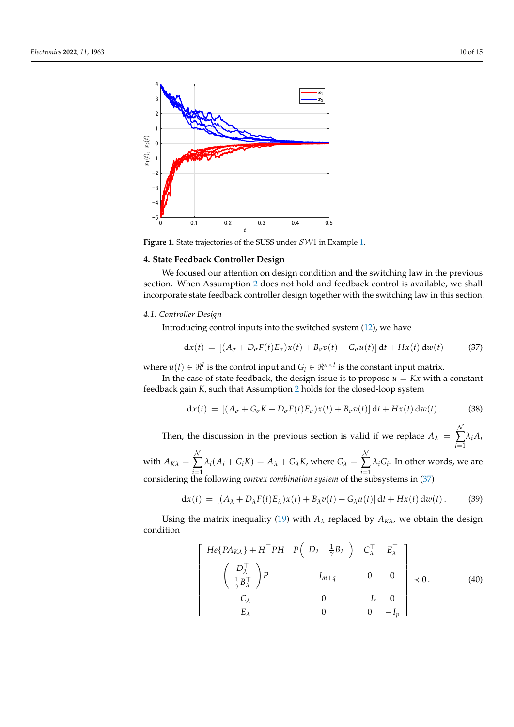Figure 1. State trajectories of the SUSS under $\mathcal{SW}1$ in Example 1.

## 4. State Feedback Controller Design

We focused our attention on design condition and the switching law in the previous section. When Assumption 2 does not hold and feedback control is available, we shall incorporate state feedback controller design together with the switching law in this section.

### 4.1. Controller Design

Introducing control inputs into the switched system (12), we have

$$\mathrm{d}x(t) \;=\; [(A_\sigma + D_\sigma F(t) E_\sigma)x(t) + B_\sigma v(t) + G_\sigma u(t)]\,\mathrm{d}t + Hx(t)\,\mathrm{d}w(t) \tag{37}$$

where $u(t) \in \Re^l$ is the control input and $G_i \in \Re^{n\times l}$ is the constant input matrix.

In the case of state feedback, the design issue is to propose $u = Kx$ with a constant feedback gain $K$, such that Assumption 2 holds for the closed-loop system

$$\mathrm{d}x(t) \;=\; [(A_\sigma + G_\sigma K + D_\sigma F(t) E_\sigma)x(t) + B_\sigma v(t)]\,\mathrm{d}t + Hx(t)\,\mathrm{d}w(t)\,. \tag{38}$$

Then, the discussion in the previous section is valid if we replace $A_\lambda = \sum_{i=1}^{\mathcal{N}} \lambda_i A_i$ with $A_{K\lambda} = \sum_{i=1}^{\mathcal{N}} \lambda_i (A_i + G_i K) = A_\lambda + G_\lambda K$, where $G_\lambda = \sum_{i=1}^{\mathcal{N}} \lambda_i G_i$. In other words, we are considering the following *convex combination system* of the subsystems in (37)

$$\mathrm{d}x(t) \;=\; [(A_\lambda + D_\lambda F(t) E_\lambda)x(t) + B_\lambda v(t) + G_\lambda u(t)]\,\mathrm{d}t + Hx(t)\,\mathrm{d}w(t)\,. \tag{39}$$

Using the matrix inequality (19) with $A_\lambda$ replaced by $A_{K\lambda}$, we obtain the design condition

$$\begin{bmatrix} He\{PA_{K\lambda}\} + H^\top PH & P\begin{pmatrix} D_\lambda & \frac{1}{\gamma}B_\lambda \end{pmatrix} & C_\lambda^\top & E_\lambda^\top \\ \begin{pmatrix} D_\lambda^\top \\ \frac{1}{\gamma}B_\lambda^\top \end{pmatrix} P & -I_{m+q} & 0 & 0 \\ C_\lambda & 0 & -I_r & 0 \\ E_\lambda & 0 & 0 & -I_p \end{bmatrix} \prec 0\,. \tag{40}$$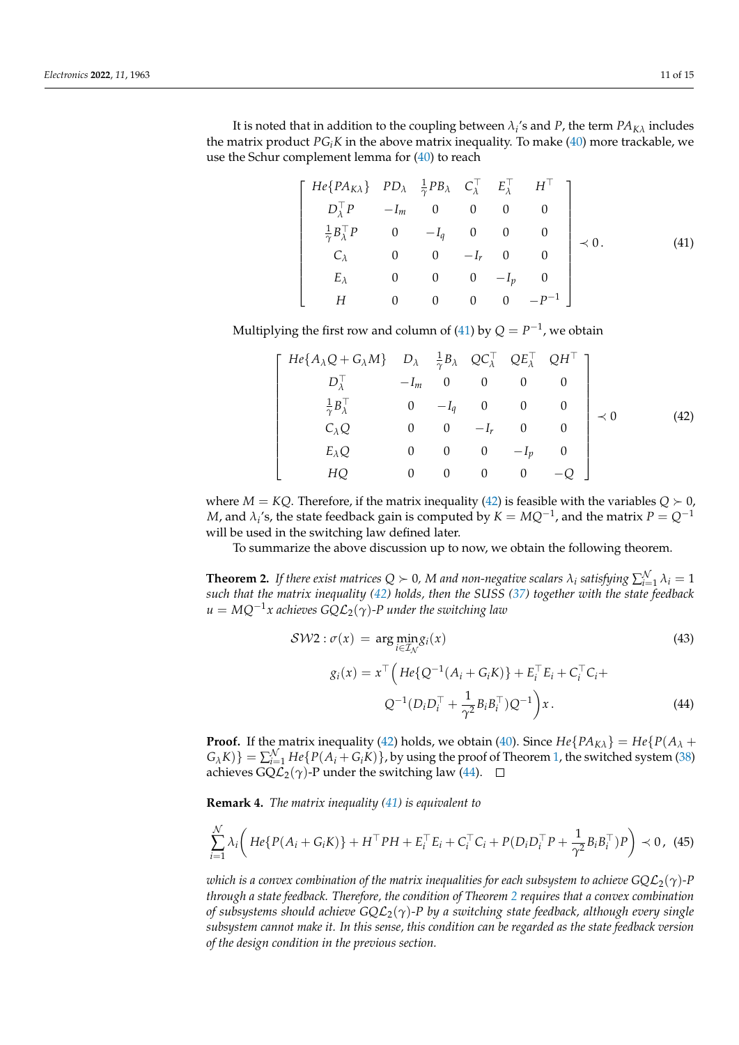It is noted that in addition to the coupling between $\lambda_i$'s and $P$, the term $PA_{K\lambda}$ includes the matrix product $PG_iK$ in the above matrix inequality. To make (40) more trackable, we use the Schur complement lemma for (40) to reach

$$
\begin{bmatrix}
He\{PA_{K\lambda}\} & PD_\lambda & \frac{1}{\gamma}PB_\lambda & C_\lambda^\top & E_\lambda^\top & H^\top \\
D_\lambda^\top P & -I_m & 0 & 0 & 0 & 0 \\
\frac{1}{\gamma}B_\lambda^\top P & 0 & -I_q & 0 & 0 & 0 \\
C_\lambda & 0 & 0 & -I_r & 0 & 0 \\
E_\lambda & 0 & 0 & 0 & -I_p & 0 \\
H & 0 & 0 & 0 & 0 & -P^{-1}
\end{bmatrix} \prec 0 . \tag{41}
$$

Multiplying the first row and column of (41) by $Q = P^{-1}$, we obtain

$$
\begin{bmatrix}
He\{A_\lambda Q + G_\lambda M\} & D_\lambda & \frac{1}{\gamma}B_\lambda & QC_\lambda^\top & QE_\lambda^\top & QH^\top \\
D_\lambda^\top & -I_m & 0 & 0 & 0 & 0 \\
\frac{1}{\gamma}B_\lambda^\top & 0 & -I_q & 0 & 0 & 0 \\
C_\lambda Q & 0 & 0 & -I_r & 0 & 0 \\
E_\lambda Q & 0 & 0 & 0 & -I_p & 0 \\
HQ & 0 & 0 & 0 & 0 & -Q
\end{bmatrix} \prec 0 \tag{42}
$$

where $M = KQ$. Therefore, if the matrix inequality (42) is feasible with the variables $Q \succ 0$, $M$, and $\lambda_i$'s, the state feedback gain is computed by $K = MQ^{-1}$, and the matrix $P = Q^{-1}$ will be used in the switching law defined later.

To summarize the above discussion up to now, we obtain the following theorem.

**Theorem 2.** *If there exist matrices $Q \succ 0$, $M$ and non-negative scalars $\lambda_i$ satisfying $\sum_{i=1}^{\mathcal{N}} \lambda_i = 1$ such that the matrix inequality (42) holds, then the SUSS (37) together with the state feedback $u = MQ^{-1}x$ achieves $GQ\mathcal{L}_2(\gamma)$-P under the switching law*

$$
\mathcal{SW}2 : \sigma(x) \;=\; \arg\min_{i \in \mathcal{I}_{\mathcal{N}}} g_i(x) \tag{43}
$$

$$
g_i(x) = x^\top \Big( He\{Q^{-1}(A_i + G_iK)\} + E_i^\top E_i + C_i^\top C_i + Q^{-1}(D_iD_i^\top + \frac{1}{\gamma^2}B_iB_i^\top)Q^{-1} \Big) x . \tag{44}
$$

**Proof.** If the matrix inequality (42) holds, we obtain (40). Since $He\{PA_{K\lambda}\} = He\{P(A_\lambda + G_\lambda K)\} = \sum_{i=1}^{\mathcal{N}} He\{P(A_i + G_iK)\}$, by using the proof of Theorem 1, the switched system (38) achieves $GQ\mathcal{L}_2(\gamma)$-P under the switching law (44). □

**Remark 4.** *The matrix inequality (41) is equivalent to*

$$
\sum_{i=1}^{\mathcal{N}} \lambda_i \bigg( He\{P(A_i + G_iK)\} + H^\top PH + E_i^\top E_i + C_i^\top C_i + P(D_iD_i^\top P + \frac{1}{\gamma^2}B_iB_i^\top)P \bigg) \prec 0 , \tag{45}
$$

*which is a convex combination of the matrix inequalities for each subsystem to achieve $GQ\mathcal{L}_2(\gamma)$-P through a state feedback. Therefore, the condition of Theorem 2 requires that a convex combination of subsystems should achieve $GQ\mathcal{L}_2(\gamma)$-P by a switching state feedback, although every single subsystem cannot make it. In this sense, this condition can be regarded as the state feedback version of the design condition in the previous section.*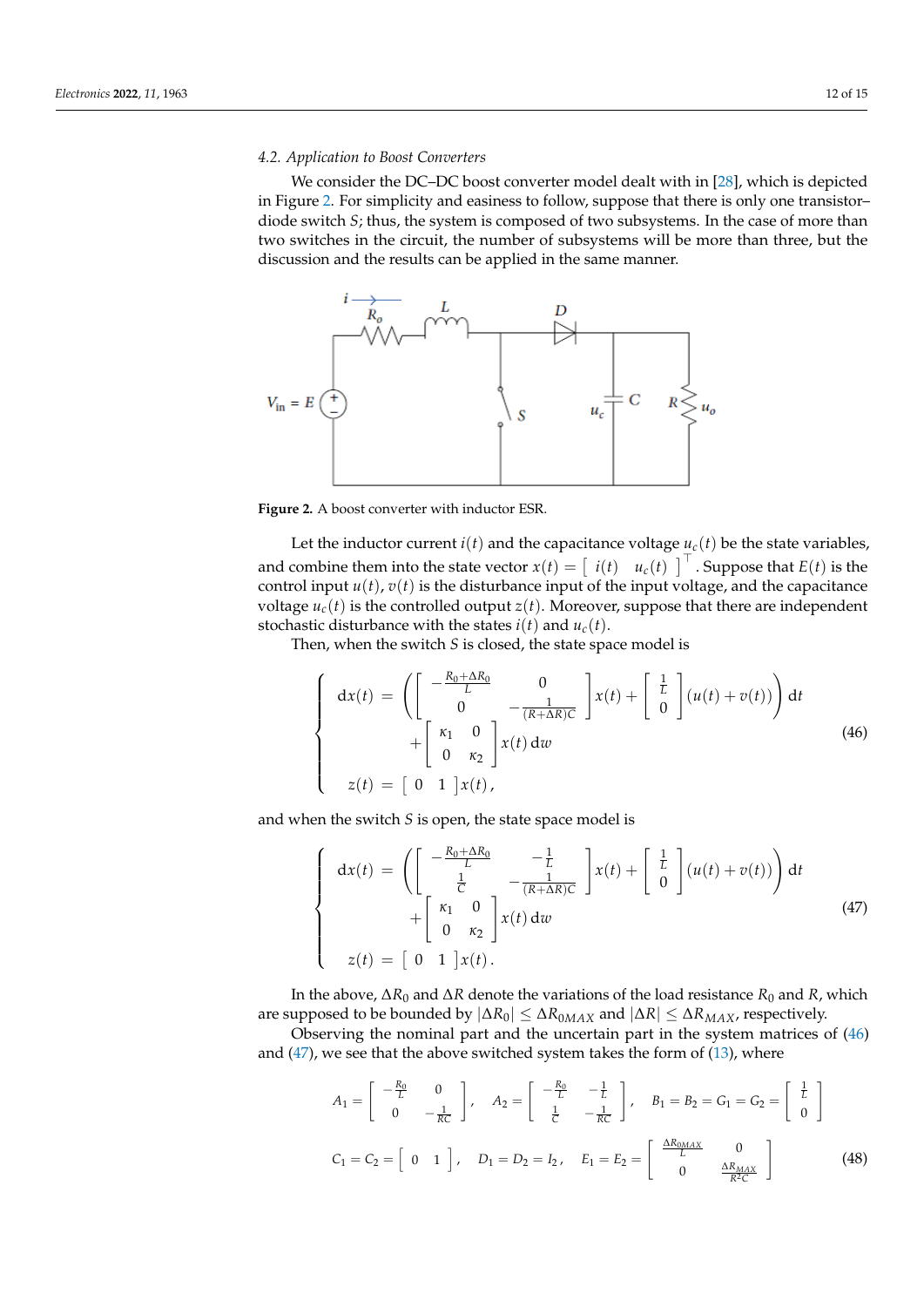### 4.2. Application to Boost Converters

We consider the DC–DC boost converter model dealt with in [28], which is depicted in Figure 2. For simplicity and easiness to follow, suppose that there is only one transistor–diode switch $S$; thus, the system is composed of two subsystems. In the case of more than two switches in the circuit, the number of subsystems will be more than three, but the discussion and the results can be applied in the same manner.

**Figure 2.** A boost converter with inductor ESR.

Let the inductor current $i(t)$ and the capacitance voltage $u_c(t)$ be the state variables, and combine them into the state vector $x(t) = \begin{bmatrix} i(t) & u_c(t) \end{bmatrix}^\top$. Suppose that $E(t)$ is the control input $u(t)$, $v(t)$ is the disturbance input of the input voltage, and the capacitance voltage $u_c(t)$ is the controlled output $z(t)$. Moreover, suppose that there are independent stochastic disturbance with the states $i(t)$ and $u_c(t)$.

Then, when the switch $S$ is closed, the state space model is

$$\left\{ \begin{aligned} \mathrm{d}x(t) &= \left( \begin{bmatrix} -\frac{R_0+\Delta R_0}{L} & 0 \\ 0 & -\frac{1}{(R+\Delta R)C} \end{bmatrix} x(t) + \begin{bmatrix} \frac{1}{L} \\ 0 \end{bmatrix} (u(t)+v(t)) \right) \mathrm{d}t \\ &\quad + \begin{bmatrix} \kappa_1 & 0 \\ 0 & \kappa_2 \end{bmatrix} x(t)\, \mathrm{d}w \\ z(t) &= \begin{bmatrix} 0 & 1 \end{bmatrix} x(t), \end{aligned} \right. \tag{46}$$

and when the switch $S$ is open, the state space model is

$$\left\{ \begin{aligned} \mathrm{d}x(t) &= \left( \begin{bmatrix} -\frac{R_0+\Delta R_0}{L} & -\frac{1}{L} \\ \frac{1}{C} & -\frac{1}{(R+\Delta R)C} \end{bmatrix} x(t) + \begin{bmatrix} \frac{1}{L} \\ 0 \end{bmatrix} (u(t)+v(t)) \right) \mathrm{d}t \\ &\quad + \begin{bmatrix} \kappa_1 & 0 \\ 0 & \kappa_2 \end{bmatrix} x(t)\, \mathrm{d}w \\ z(t) &= \begin{bmatrix} 0 & 1 \end{bmatrix} x(t). \end{aligned} \right. \tag{47}$$

In the above, $\Delta R_0$ and $\Delta R$ denote the variations of the load resistance $R_0$ and $R$, which are supposed to be bounded by $|\Delta R_0| \leq \Delta R_{0MAX}$ and $|\Delta R| \leq \Delta R_{MAX}$, respectively.

Observing the nominal part and the uncertain part in the system matrices of (46) and (47), we see that the above switched system takes the form of (13), where

$$\begin{aligned} &A_1 = \begin{bmatrix} -\frac{R_0}{L} & 0 \\ 0 & -\frac{1}{RC} \end{bmatrix}, \quad A_2 = \begin{bmatrix} -\frac{R_0}{L} & -\frac{1}{L} \\ \frac{1}{C} & -\frac{1}{RC} \end{bmatrix}, \quad B_1 = B_2 = G_1 = G_2 = \begin{bmatrix} \frac{1}{L} \\ 0 \end{bmatrix} \\ &C_1 = C_2 = \begin{bmatrix} 0 & 1 \end{bmatrix}, \quad D_1 = D_2 = I_2, \quad E_1 = E_2 = \begin{bmatrix} \frac{\Delta R_{0MAX}}{L} & 0 \\ 0 & \frac{\Delta R_{MAX}}{R^2 C} \end{bmatrix} \end{aligned} \tag{48}$$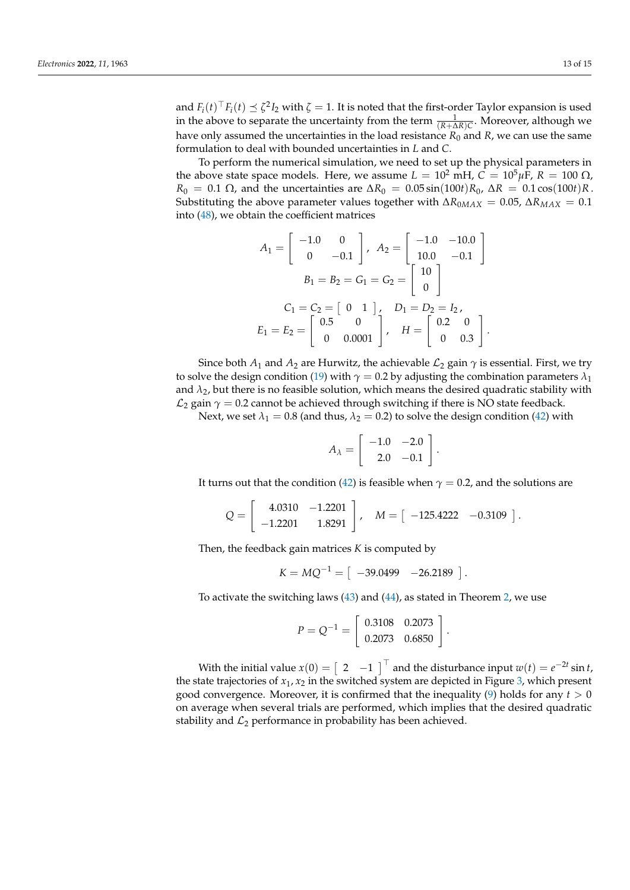and $F_i(t)^\top F_i(t) \preceq \zeta^2 I_2$ with $\zeta = 1$. It is noted that the first-order Taylor expansion is used in the above to separate the uncertainty from the term $\frac{1}{(R+\Delta R)C}$. Moreover, although we have only assumed the uncertainties in the load resistance $R_0$ and $R$, we can use the same formulation to deal with bounded uncertainties in $L$ and $C$.

To perform the numerical simulation, we need to set up the physical parameters in the above state space models. Here, we assume $L = 10^2$ mH, $C = 10^5 \mu$F, $R = 100\ \Omega$, $R_0 = 0.1\ \Omega$, and the uncertainties are $\Delta R_0 = 0.05\sin(100t)R_0$, $\Delta R = 0.1\cos(100t)R$. Substituting the above parameter values together with $\Delta R_{0MAX} = 0.05$, $\Delta R_{MAX} = 0.1$ into (48), we obtain the coefficient matrices

$$
A_1 = \begin{bmatrix} -1.0 & 0 \\ 0 & -0.1 \end{bmatrix}, \quad A_2 = \begin{bmatrix} -1.0 & -10.0 \\ 10.0 & -0.1 \end{bmatrix}
$$

$$
B_1 = B_2 = G_1 = G_2 = \begin{bmatrix} 10 \\ 0 \end{bmatrix}
$$

$$
C_1 = C_2 = \begin{bmatrix} 0 & 1 \end{bmatrix}, \quad D_1 = D_2 = I_2,
$$

$$
E_1 = E_2 = \begin{bmatrix} 0.5 & 0 \\ 0 & 0.0001 \end{bmatrix}, \quad H = \begin{bmatrix} 0.2 & 0 \\ 0 & 0.3 \end{bmatrix}.
$$

Since both $A_1$ and $A_2$ are Hurwitz, the achievable $\mathcal{L}_2$ gain $\gamma$ is essential. First, we try to solve the design condition (19) with $\gamma = 0.2$ by adjusting the combination parameters $\lambda_1$ and $\lambda_2$, but there is no feasible solution, which means the desired quadratic stability with $\mathcal{L}_2$ gain $\gamma = 0.2$ cannot be achieved through switching if there is NO state feedback.

Next, we set $\lambda_1 = 0.8$ (and thus, $\lambda_2 = 0.2$) to solve the design condition (42) with

$$
A_\lambda = \begin{bmatrix} -1.0 & -2.0 \\ 2.0 & -0.1 \end{bmatrix}.
$$

It turns out that the condition (42) is feasible when $\gamma = 0.2$, and the solutions are

$$
Q = \begin{bmatrix} 4.0310 & -1.2201 \\ -1.2201 & 1.8291 \end{bmatrix}, \quad M = \begin{bmatrix} -125.4222 & -0.3109 \end{bmatrix}.
$$

Then, the feedback gain matrices $K$ is computed by

$$
K = MQ^{-1} = \begin{bmatrix} -39.0499 & -26.2189 \end{bmatrix}.
$$

To activate the switching laws (43) and (44), as stated in Theorem 2, we use

$$
P = Q^{-1} = \begin{bmatrix} 0.3108 & 0.2073 \\ 0.2073 & 0.6850 \end{bmatrix}.
$$

With the initial value $x(0) = \begin{bmatrix} 2 & -1 \end{bmatrix}^\top$ and the disturbance input $w(t) = e^{-2t}\sin t$, the state trajectories of $x_1, x_2$ in the switched system are depicted in Figure 3, which present good convergence. Moreover, it is confirmed that the inequality (9) holds for any $t > 0$ on average when several trials are performed, which implies that the desired quadratic stability and $\mathcal{L}_2$ performance in probability has been achieved.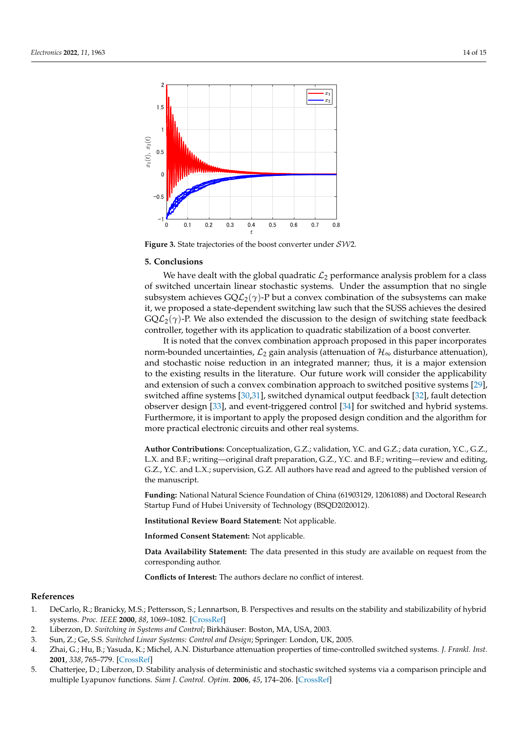Figure 3. State trajectories of the boost converter under $\mathcal{SW}2$.

## 5. Conclusions

We have dealt with the global quadratic $\mathcal{L}_2$ performance analysis problem for a class of switched uncertain linear stochastic systems. Under the assumption that no single subsystem achieves GQ$\mathcal{L}_2(\gamma)$-P but a convex combination of the subsystems can make it, we proposed a state-dependent switching law such that the SUSS achieves the desired GQ$\mathcal{L}_2(\gamma)$-P. We also extended the discussion to the design of switching state feedback controller, together with its application to quadratic stabilization of a boost converter.

It is noted that the convex combination approach proposed in this paper incorporates norm-bounded uncertainties, $\mathcal{L}_2$ gain analysis (attenuation of $\mathcal{H}_\infty$ disturbance attenuation), and stochastic noise reduction in an integrated manner; thus, it is a major extension to the existing results in the literature. Our future work will consider the applicability and extension of such a convex combination approach to switched positive systems [29], switched affine systems [30,31], switched dynamical output feedback [32], fault detection observer design [33], and event-triggered control [34] for switched and hybrid systems. Furthermore, it is important to apply the proposed design condition and the algorithm for more practical electronic circuits and other real systems.

**Author Contributions:** Conceptualization, G.Z.; validation, Y.C. and G.Z.; data curation, Y.C., G.Z., L.X. and B.F.; writing—original draft preparation, G.Z., Y.C. and B.F.; writing—review and editing, G.Z., Y.C. and L.X.; supervision, G.Z. All authors have read and agreed to the published version of the manuscript.

**Funding:** National Natural Science Foundation of China (61903129, 12061088) and Doctoral Research Startup Fund of Hubei University of Technology (BSQD2020012).

**Institutional Review Board Statement:** Not applicable.

**Informed Consent Statement:** Not applicable.

**Data Availability Statement:** The data presented in this study are available on request from the corresponding author.

**Conflicts of Interest:** The authors declare no conflict of interest.

## References

1. DeCarlo, R.; Branicky, M.S.; Pettersson, S.; Lennartson, B. Perspectives and results on the stability and stabilizability of hybrid systems. *Proc. IEEE* **2000**, *88*, 1069–1082. [CrossRef]
2. Liberzon, D. *Switching in Systems and Control*; Birkhäuser: Boston, MA, USA, 2003.
3. Sun, Z.; Ge, S.S. *Switched Linear Systems: Control and Design*; Springer: London, UK, 2005.
4. Zhai, G.; Hu, B.; Yasuda, K.; Michel, A.N. Disturbance attenuation properties of time-controlled switched systems. *J. Frankl. Inst.* **2001**, *338*, 765–779. [CrossRef]
5. Chatterjee, D.; Liberzon, D. Stability analysis of deterministic and stochastic switched systems via a comparison principle and multiple Lyapunov functions. *Siam J. Control. Optim.* **2006**, *45*, 174–206. [CrossRef]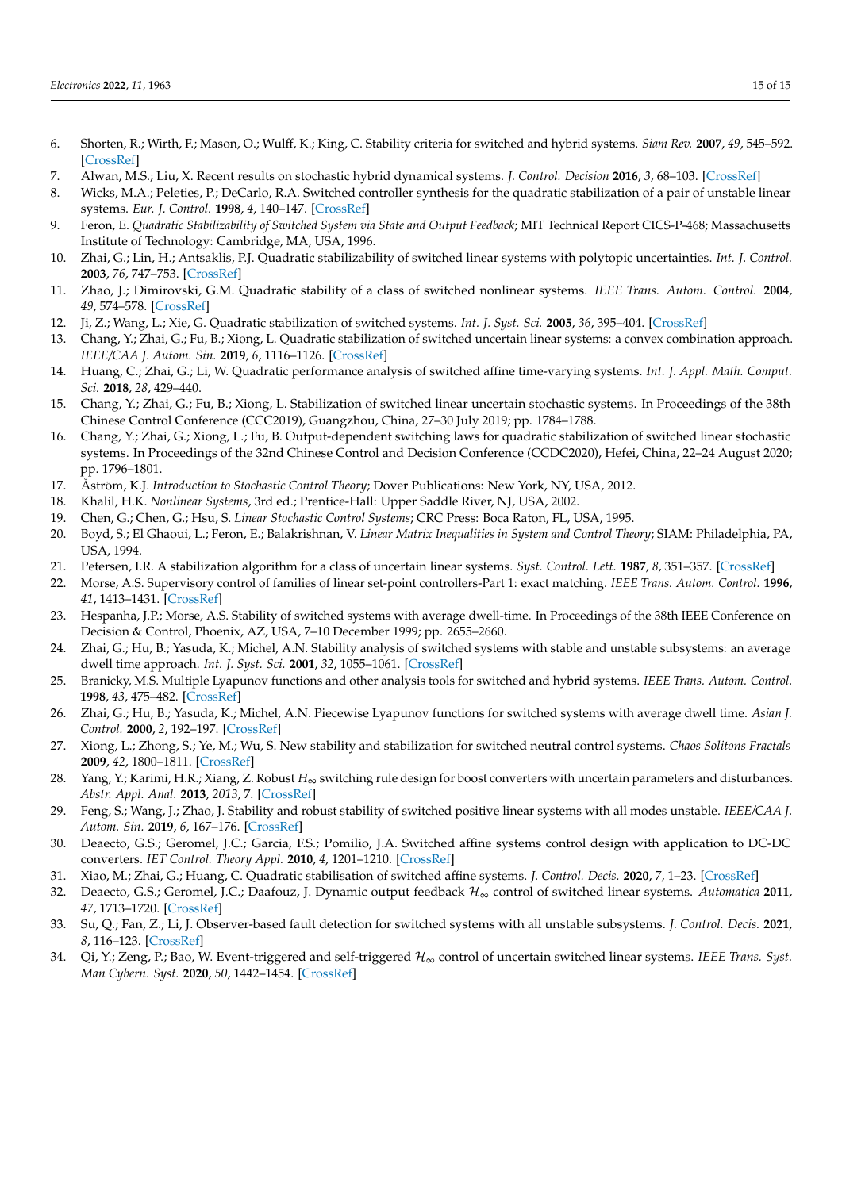6. Shorten, R.; Wirth, F.; Mason, O.; Wulff, K.; King, C. Stability criteria for switched and hybrid systems. *Siam Rev.* **2007**, *49*, 545–592. [CrossRef]
7. Alwan, M.S.; Liu, X. Recent results on stochastic hybrid dynamical systems. *J. Control. Decision* **2016**, *3*, 68–103. [CrossRef]
8. Wicks, M.A.; Peleties, P.; DeCarlo, R.A. Switched controller synthesis for the quadratic stabilization of a pair of unstable linear systems. *Eur. J. Control.* **1998**, *4*, 140–147. [CrossRef]
9. Feron, E. *Quadratic Stabilizability of Switched System via State and Output Feedback*; MIT Technical Report CICS-P-468; Massachusetts Institute of Technology: Cambridge, MA, USA, 1996.
10. Zhai, G.; Lin, H.; Antsaklis, P.J. Quadratic stabilizability of switched linear systems with polytopic uncertainties. *Int. J. Control.* **2003**, *76*, 747–753. [CrossRef]
11. Zhao, J.; Dimirovski, G.M. Quadratic stability of a class of switched nonlinear systems. *IEEE Trans. Autom. Control.* **2004**, *49*, 574–578. [CrossRef]
12. Ji, Z.; Wang, L.; Xie, G. Quadratic stabilization of switched systems. *Int. J. Syst. Sci.* **2005**, *36*, 395–404. [CrossRef]
13. Chang, Y.; Zhai, G.; Fu, B.; Xiong, L. Quadratic stabilization of switched uncertain linear systems: a convex combination approach. *IEEE/CAA J. Autom. Sin.* **2019**, *6*, 1116–1126. [CrossRef]
14. Huang, C.; Zhai, G.; Li, W. Quadratic performance analysis of switched affine time-varying systems. *Int. J. Appl. Math. Comput. Sci.* **2018**, *28*, 429–440.
15. Chang, Y.; Zhai, G.; Fu, B.; Xiong, L. Stabilization of switched linear uncertain stochastic systems. In Proceedings of the 38th Chinese Control Conference (CCC2019), Guangzhou, China, 27–30 July 2019; pp. 1784–1788.
16. Chang, Y.; Zhai, G.; Xiong, L.; Fu, B. Output-dependent switching laws for quadratic stabilization of switched linear stochastic systems. In Proceedings of the 32nd Chinese Control and Decision Conference (CCDC2020), Hefei, China, 22–24 August 2020; pp. 1796–1801.
17. Åström, K.J. *Introduction to Stochastic Control Theory*; Dover Publications: New York, NY, USA, 2012.
18. Khalil, H.K. *Nonlinear Systems*, 3rd ed.; Prentice-Hall: Upper Saddle River, NJ, USA, 2002.
19. Chen, G.; Chen, G.; Hsu, S. *Linear Stochastic Control Systems*; CRC Press: Boca Raton, FL, USA, 1995.
20. Boyd, S.; El Ghaoui, L.; Feron, E.; Balakrishnan, V. *Linear Matrix Inequalities in System and Control Theory*; SIAM: Philadelphia, PA, USA, 1994.
21. Petersen, I.R. A stabilization algorithm for a class of uncertain linear systems. *Syst. Control. Lett.* **1987**, *8*, 351–357. [CrossRef]
22. Morse, A.S. Supervisory control of families of linear set-point controllers-Part 1: exact matching. *IEEE Trans. Autom. Control.* **1996**, *41*, 1413–1431. [CrossRef]
23. Hespanha, J.P.; Morse, A.S. Stability of switched systems with average dwell-time. In Proceedings of the 38th IEEE Conference on Decision & Control, Phoenix, AZ, USA, 7–10 December 1999; pp. 2655–2660.
24. Zhai, G.; Hu, B.; Yasuda, K.; Michel, A.N. Stability analysis of switched systems with stable and unstable subsystems: an average dwell time approach. *Int. J. Syst. Sci.* **2001**, *32*, 1055–1061. [CrossRef]
25. Branicky, M.S. Multiple Lyapunov functions and other analysis tools for switched and hybrid systems. *IEEE Trans. Autom. Control.* **1998**, *43*, 475–482. [CrossRef]
26. Zhai, G.; Hu, B.; Yasuda, K.; Michel, A.N. Piecewise Lyapunov functions for switched systems with average dwell time. *Asian J. Control.* **2000**, *2*, 192–197. [CrossRef]
27. Xiong, L.; Zhong, S.; Ye, M.; Wu, S. New stability and stabilization for switched neutral control systems. *Chaos Solitons Fractals* **2009**, *42*, 1800–1811. [CrossRef]
28. Yang, Y.; Karimi, H.R.; Xiang, Z. Robust $H_\infty$ switching rule design for boost converters with uncertain parameters and disturbances. *Abstr. Appl. Anal.* **2013**, *2013*, 7. [CrossRef]
29. Feng, S.; Wang, J.; Zhao, J. Stability and robust stability of switched positive linear systems with all modes unstable. *IEEE/CAA J. Autom. Sin.* **2019**, *6*, 167–176. [CrossRef]
30. Deaecto, G.S.; Geromel, J.C.; Garcia, F.S.; Pomilio, J.A. Switched affine systems control design with application to DC-DC converters. *IET Control. Theory Appl.* **2010**, *4*, 1201–1210. [CrossRef]
31. Xiao, M.; Zhai, G.; Huang, C. Quadratic stabilisation of switched affine systems. *J. Control. Decis.* **2020**, *7*, 1–23. [CrossRef]
32. Deaecto, G.S.; Geromel, J.C.; Daafouz, J. Dynamic output feedback $\mathcal{H}_\infty$ control of switched linear systems. *Automatica* **2011**, *47*, 1713–1720. [CrossRef]
33. Su, Q.; Fan, Z.; Li, J. Observer-based fault detection for switched systems with all unstable subsystems. *J. Control. Decis.* **2021**, *8*, 116–123. [CrossRef]
34. Qi, Y.; Zeng, P.; Bao, W. Event-triggered and self-triggered $\mathcal{H}_\infty$ control of uncertain switched linear systems. *IEEE Trans. Syst. Man Cybern. Syst.* **2020**, *50*, 1442–1454. [CrossRef]